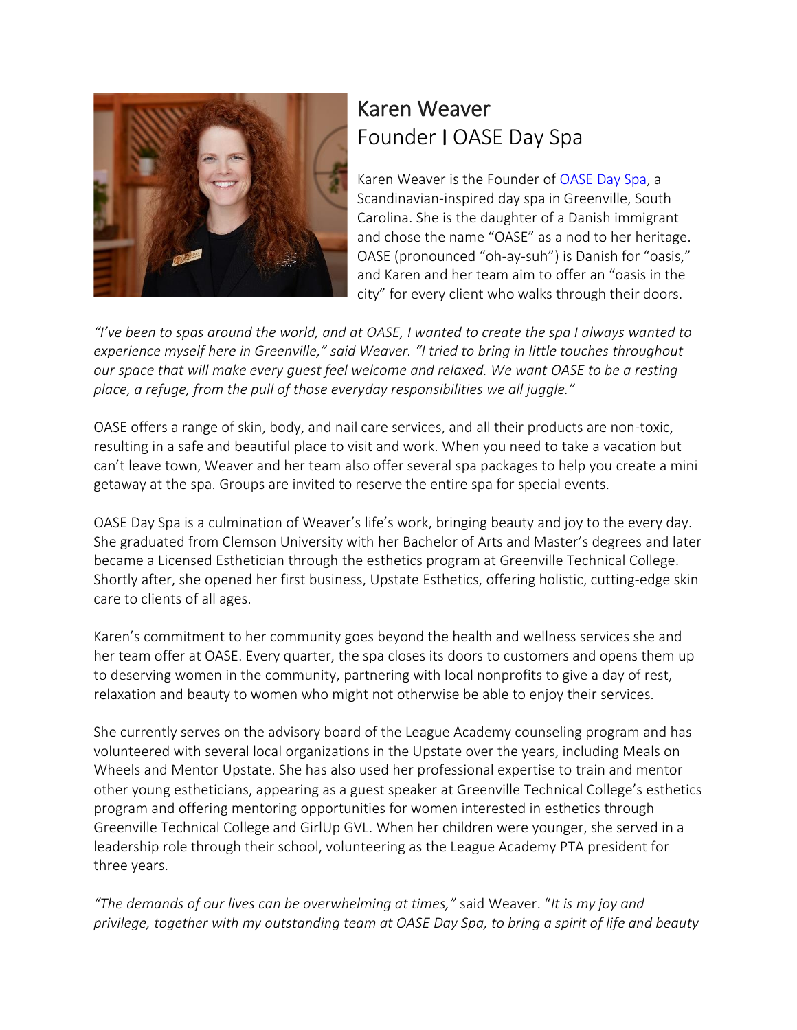# Karen Weaver

## Founder | OASE Day Spa

Karen Weaver is the Founder of [OASE Day Spa](), a Scandinavian-inspired day spa in Greenville, South Carolina. She is the daughter of a Danish immigrant and chose the name "OASE" as a nod to her heritage. OASE (pronounced "oh-ay-suh") is Danish for "oasis," and Karen and her team aim to offer an "oasis in the city" for every client who walks through their doors.

*"I've been to spas around the world, and at OASE, I wanted to create the spa I always wanted to experience myself here in Greenville," said Weaver. "I tried to bring in little touches throughout our space that will make every guest feel welcome and relaxed. We want OASE to be a resting place, a refuge, from the pull of those everyday responsibilities we all juggle."*

OASE offers a range of skin, body, and nail care services, and all their products are non-toxic, resulting in a safe and beautiful place to visit and work. When you need to take a vacation but can't leave town, Weaver and her team also offer several spa packages to help you create a mini getaway at the spa. Groups are invited to reserve the entire spa for special events.

OASE Day Spa is a culmination of Weaver's life's work, bringing beauty and joy to the every day. She graduated from Clemson University with her Bachelor of Arts and Master's degrees and later became a Licensed Esthetician through the esthetics program at Greenville Technical College. Shortly after, she opened her first business, Upstate Esthetics, offering holistic, cutting-edge skin care to clients of all ages.

Karen's commitment to her community goes beyond the health and wellness services she and her team offer at OASE. Every quarter, the spa closes its doors to customers and opens them up to deserving women in the community, partnering with local nonprofits to give a day of rest, relaxation and beauty to women who might not otherwise be able to enjoy their services.

She currently serves on the advisory board of the League Academy counseling program and has volunteered with several local organizations in the Upstate over the years, including Meals on Wheels and Mentor Upstate. She has also used her professional expertise to train and mentor other young estheticians, appearing as a guest speaker at Greenville Technical College's esthetics program and offering mentoring opportunities for women interested in esthetics through Greenville Technical College and GirlUp GVL. When her children were younger, she served in a leadership role through their school, volunteering as the League Academy PTA president for three years.

*"The demands of our lives can be overwhelming at times,"* said Weaver. "*It is my joy and privilege, together with my outstanding team at OASE Day Spa, to bring a spirit of life and beauty*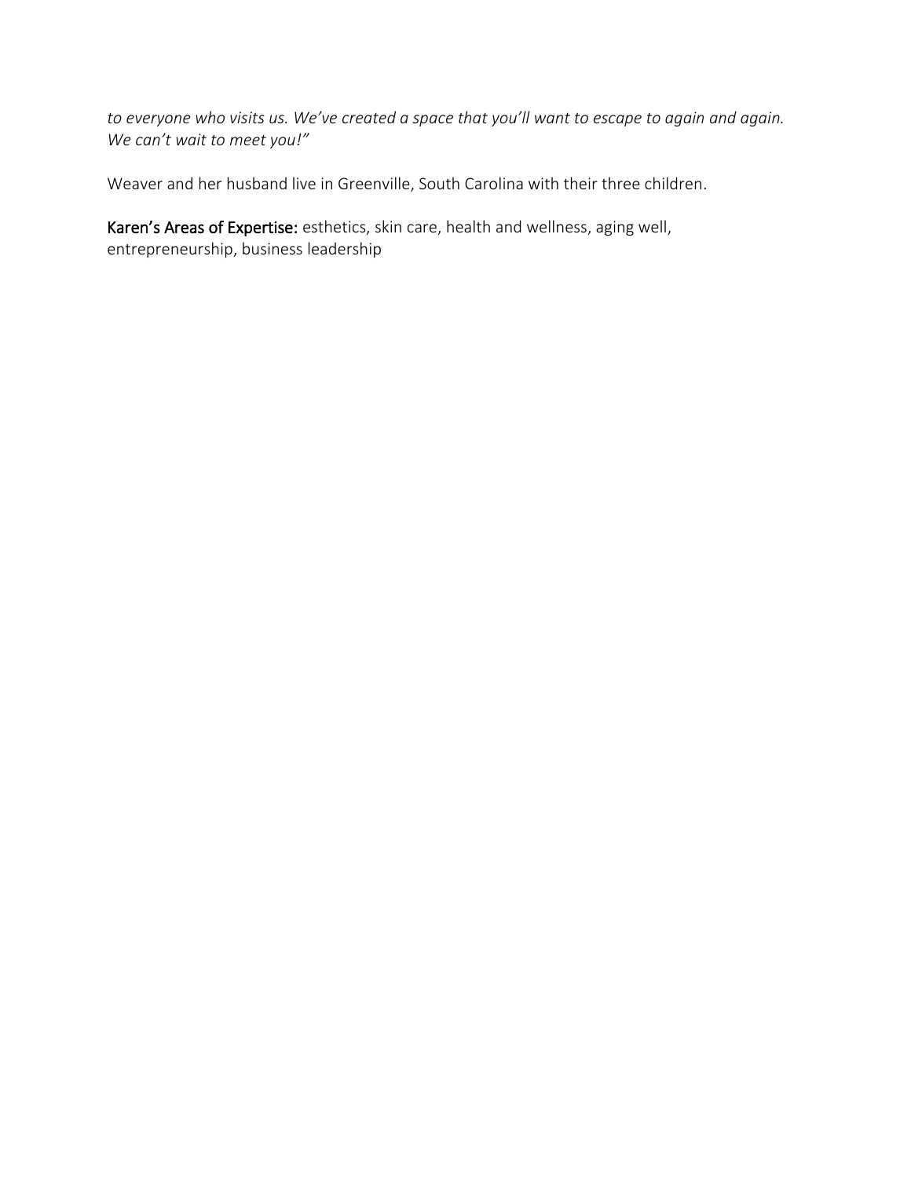*to everyone who visits us. We've created a space that you'll want to escape to again and again. We can't wait to meet you!"*

Weaver and her husband live in Greenville, South Carolina with their three children.

**Karen's Areas of Expertise:** esthetics, skin care, health and wellness, aging well, entrepreneurship, business leadership